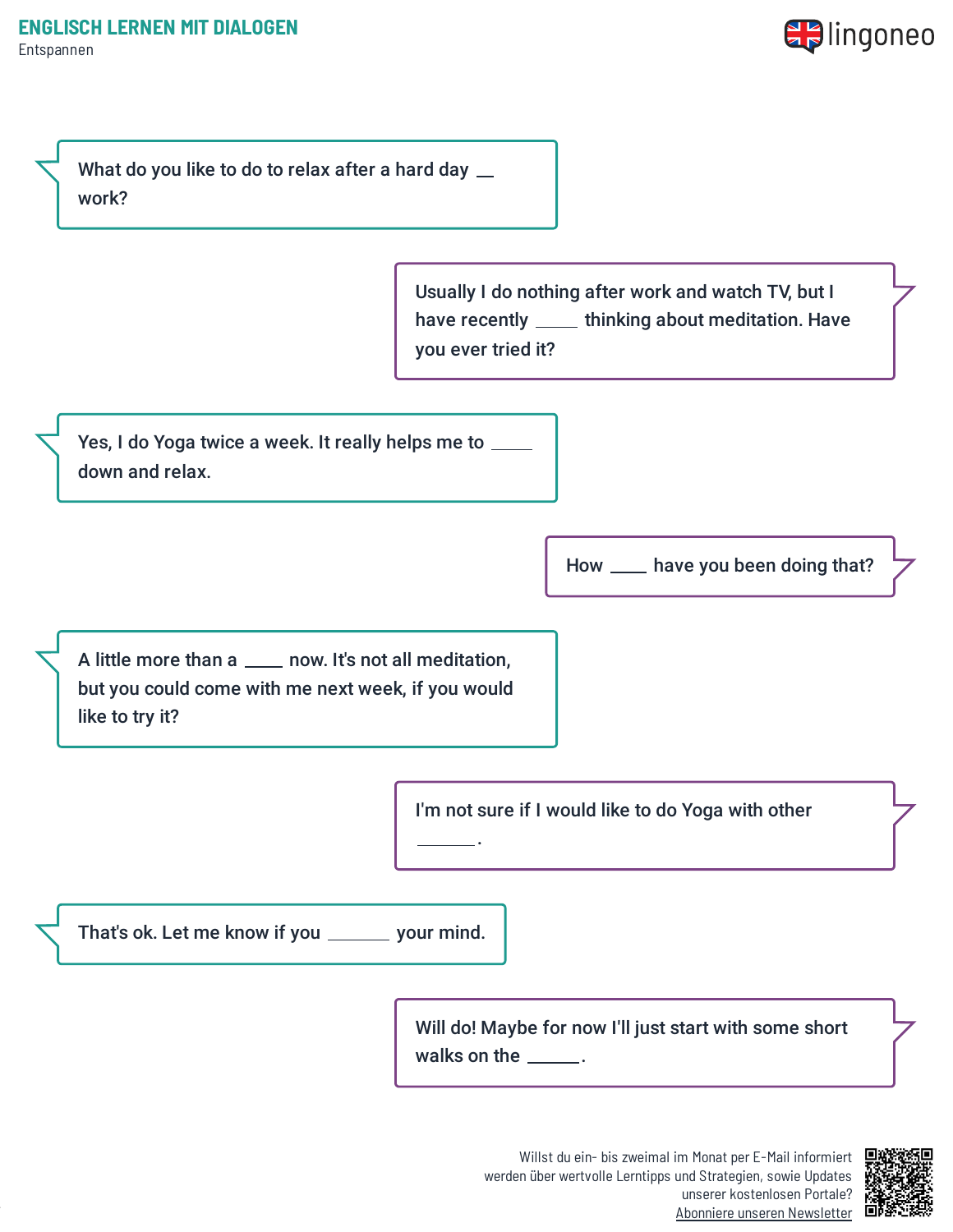# ENGLISCH LERNEN MIT DIALOGEN

Entspannen

What do you like to do to relax after a hard day __ work?

Usually I do nothing after work and watch TV, but I have recently _____ thinking about meditation. Have you ever tried it?

Yes, I do Yoga twice a week. It really helps me to _____ down and relax.

How ____ have you been doing that?

A little more than a ____ now. It's not all meditation, but you could come with me next week, if you would like to try it?

I'm not sure if I would like to do Yoga with other ______.

That's ok. Let me know if you ______ your mind.

Will do! Maybe for now I'll just start with some short walks on the _____.

Willst du ein- bis zweimal im Monat per E-Mail informiert werden über wertvolle Lerntipps und Strategien, sowie Updates unserer kostenlosen Portale? Abonniere unseren Newsletter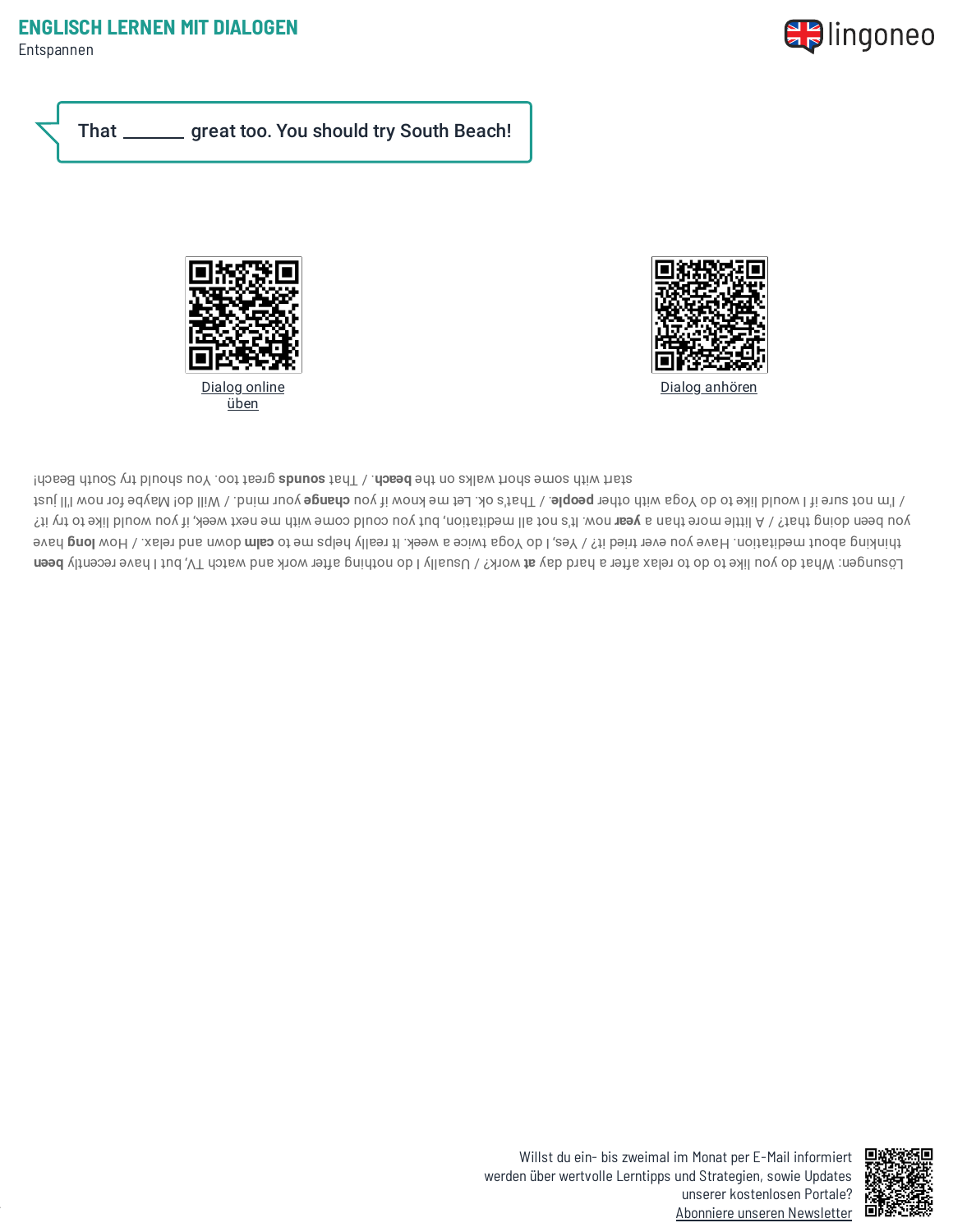That _______ great too. You should try South Beach!

Dialog online üben

Dialog anhören

Lösungen: What do you like to do to relax after a hard day **at** work? / Usually I do nothing after work and watch TV, but I have recently **been** thinking about meditation. Have you ever tried it? / Yes, I do Yoga twice a week. It really helps me to **calm** down and relax. / How **long** have you been doing that? / A little more than a **year** now. It's not all meditation, but you could come with me next week, if you would like to try it? / I'm not sure if I would like to do Yoga with other **people**. / That's ok. Let me know if you **change** your mind. / Will do! Maybe for now I'll just start with some short walks on the **beach**. / That **sounds** great too. You should try South Beach!

Willst du ein- bis zweimal im Monat per E-Mail informiert werden über wertvolle Lerntipps und Strategien, sowie Updates unserer kostenlosen Portale? Abonniere unseren Newsletter